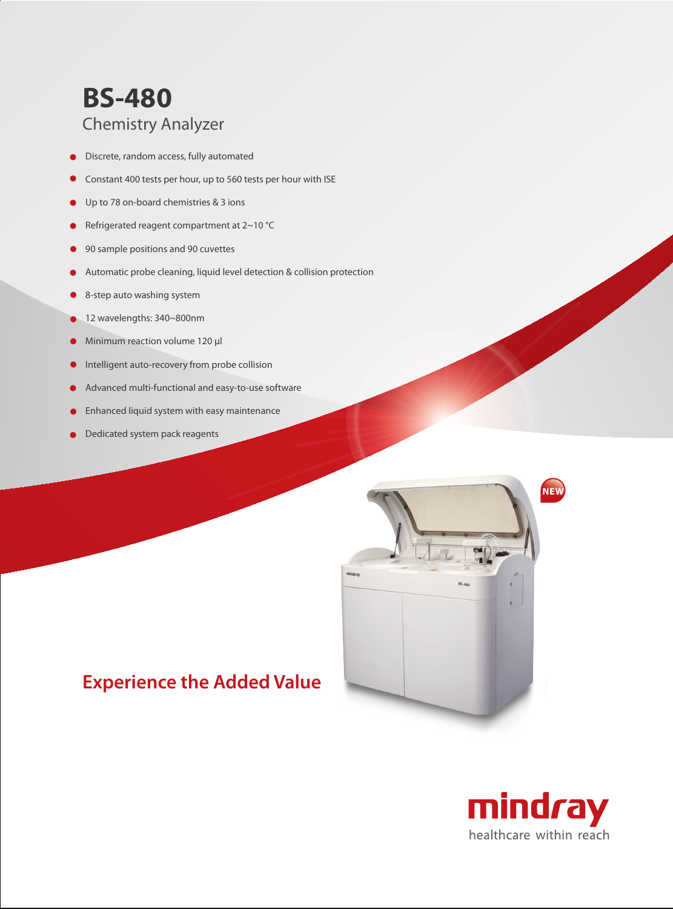# BS-480

## Chemistry Analyzer

- Discrete, random access, fully automated
- Constant 400 tests per hour, up to 560 tests per hour with ISE
- Up to 78 on-board chemistries & 3 ions
- Refrigerated reagent compartment at 2~10 °C
- 90 sample positions and 90 cuvettes
- Automatic probe cleaning, liquid level detection & collision protection
- 8-step auto washing system
- 12 wavelengths: 340~800nm
- Minimum reaction volume 120 µl
- Intelligent auto-recovery from probe collision
- Advanced multi-functional and easy-to-use software
- Enhanced liquid system with easy maintenance
- Dedicated system pack reagents

NEW

## Experience the Added Value

mindray

healthcare within reach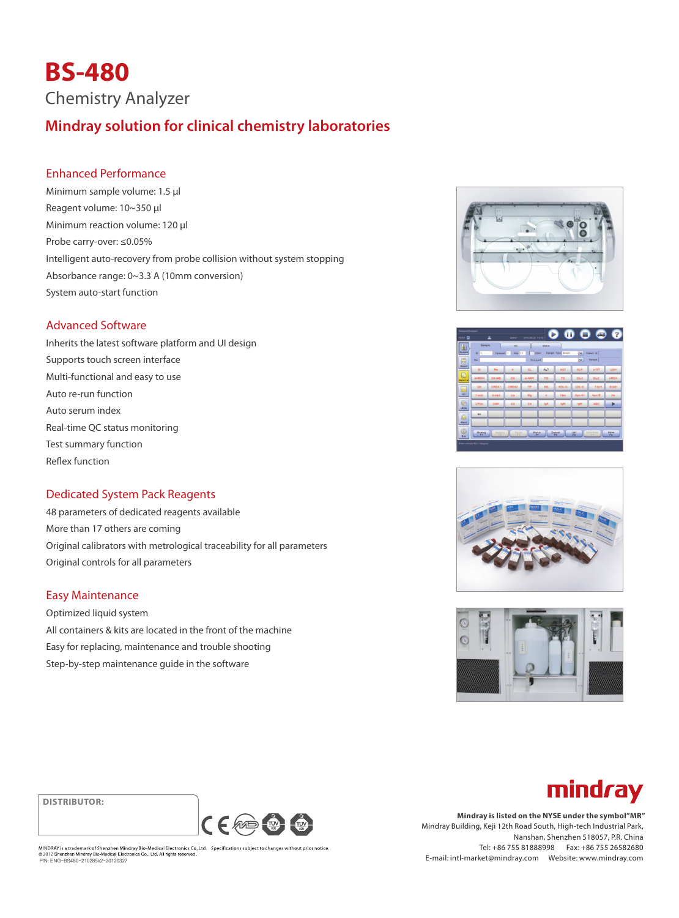# BS-480

## Chemistry Analyzer

## Mindray solution for clinical chemistry laboratories

### Enhanced Performance

Minimum sample volume: 1.5 µl

Reagent volume: 10~350 µl

Minimum reaction volume: 120 µl

Probe carry-over: ≤0.05%

Intelligent auto-recovery from probe collision without system stopping

Absorbance range: 0~3.3 A (10mm conversion)

System auto-start function

### Advanced Software

Inherits the latest software platform and UI design

Supports touch screen interface

Multi-functional and easy to use

Auto re-run function

Auto serum index

Real-time QC status monitoring

Test summary function

Reflex function

### Dedicated System Pack Reagents

48 parameters of dedicated reagents available

More than 17 others are coming

Original calibrators with metrological traceability for all parameters

Original controls for all parameters

### Easy Maintenance

Optimized liquid system

All containers & kits are located in the front of the machine

Easy for replacing, maintenance and trouble shooting

Step-by-step maintenance guide in the software

DISTRIBUTOR:

MINDRAY is a trademark of Shenzhen Mindray Bio-Medical Electronics Co.,Ltd. Specifications subject to changes without prior notice.
©2012 Shenzhen Mindray Bio-Medical Electronics Co., Ltd. All rights reserved.
P/N: ENG-BS480-210285x2-20120327

mindray

**Mindray is listed on the NYSE under the symbol "MR"**

Mindray Building, Keji 12th Road South, High-tech Industrial Park,
Nanshan, Shenzhen 518057, P.R. China
Tel: +86 755 81888998 Fax: +86 755 26582680
E-mail: intl-market@mindray.com Website: www.mindray.com